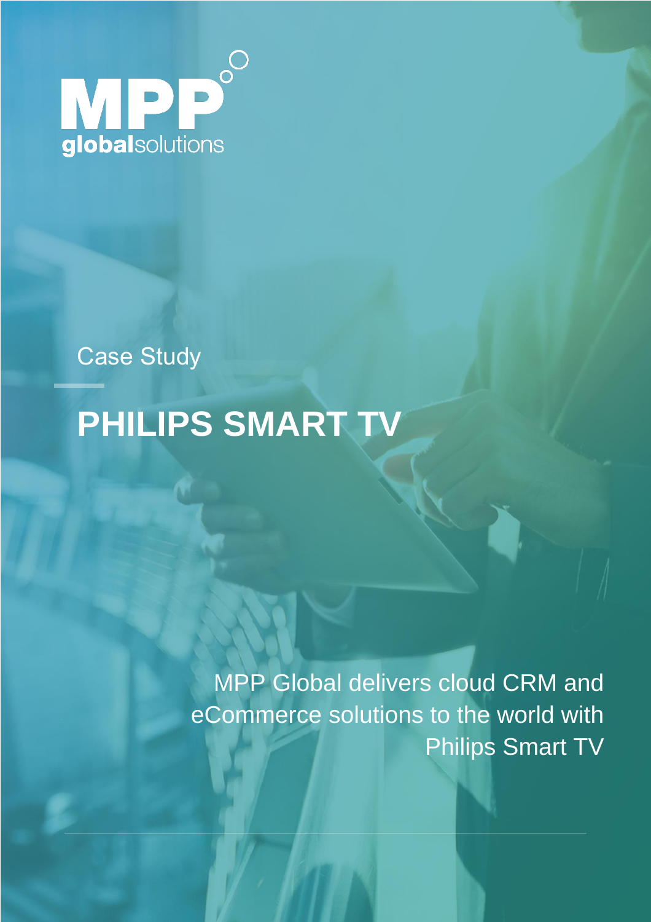MPP globalsolutions

Case Study

# PHILIPS SMART TV

MPP Global delivers cloud CRM and eCommerce solutions to the world with Philips Smart TV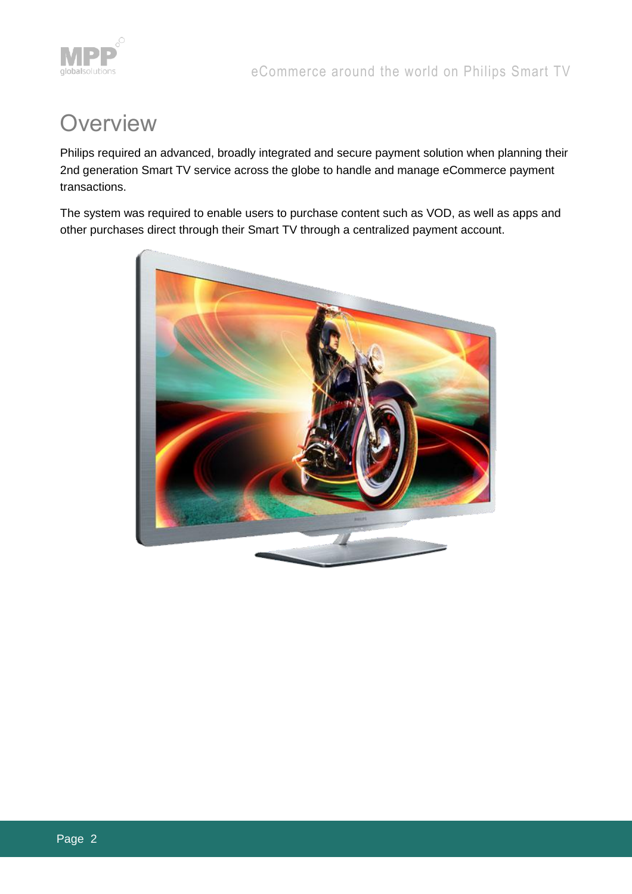# Overview

Philips required an advanced, broadly integrated and secure payment solution when planning their 2nd generation Smart TV service across the globe to handle and manage eCommerce payment transactions.

The system was required to enable users to purchase content such as VOD, as well as apps and other purchases direct through their Smart TV through a centralized payment account.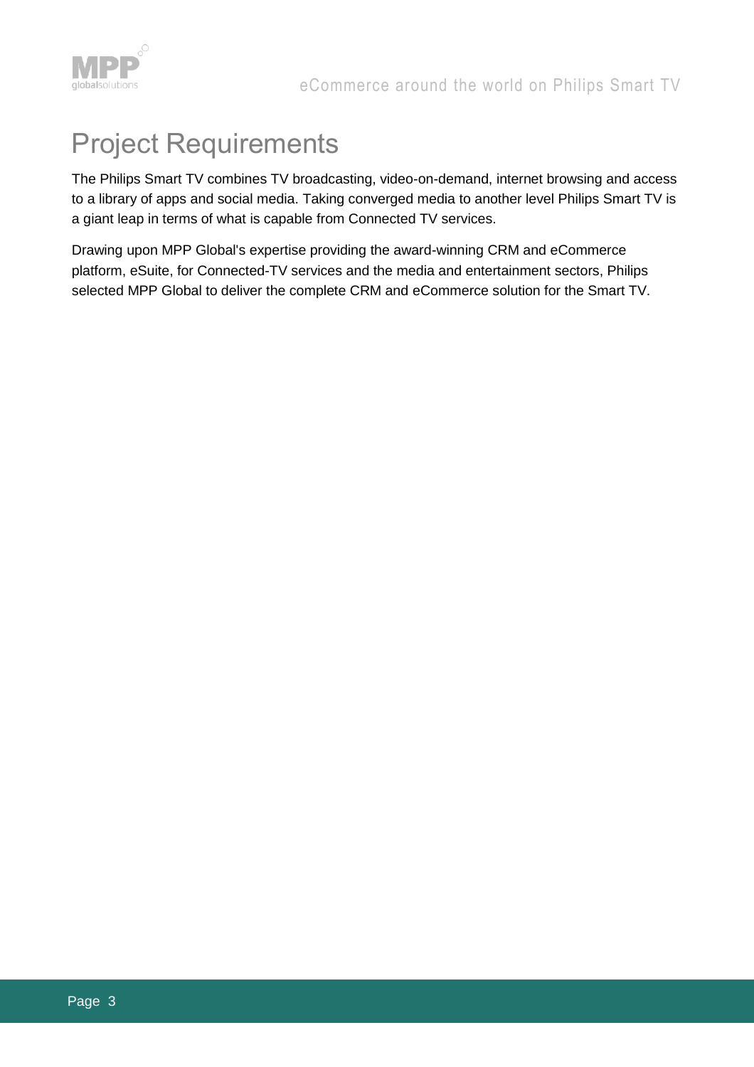# Project Requirements

The Philips Smart TV combines TV broadcasting, video-on-demand, internet browsing and access to a library of apps and social media. Taking converged media to another level Philips Smart TV is a giant leap in terms of what is capable from Connected TV services.

Drawing upon MPP Global's expertise providing the award-winning CRM and eCommerce platform, eSuite, for Connected-TV services and the media and entertainment sectors, Philips selected MPP Global to deliver the complete CRM and eCommerce solution for the Smart TV.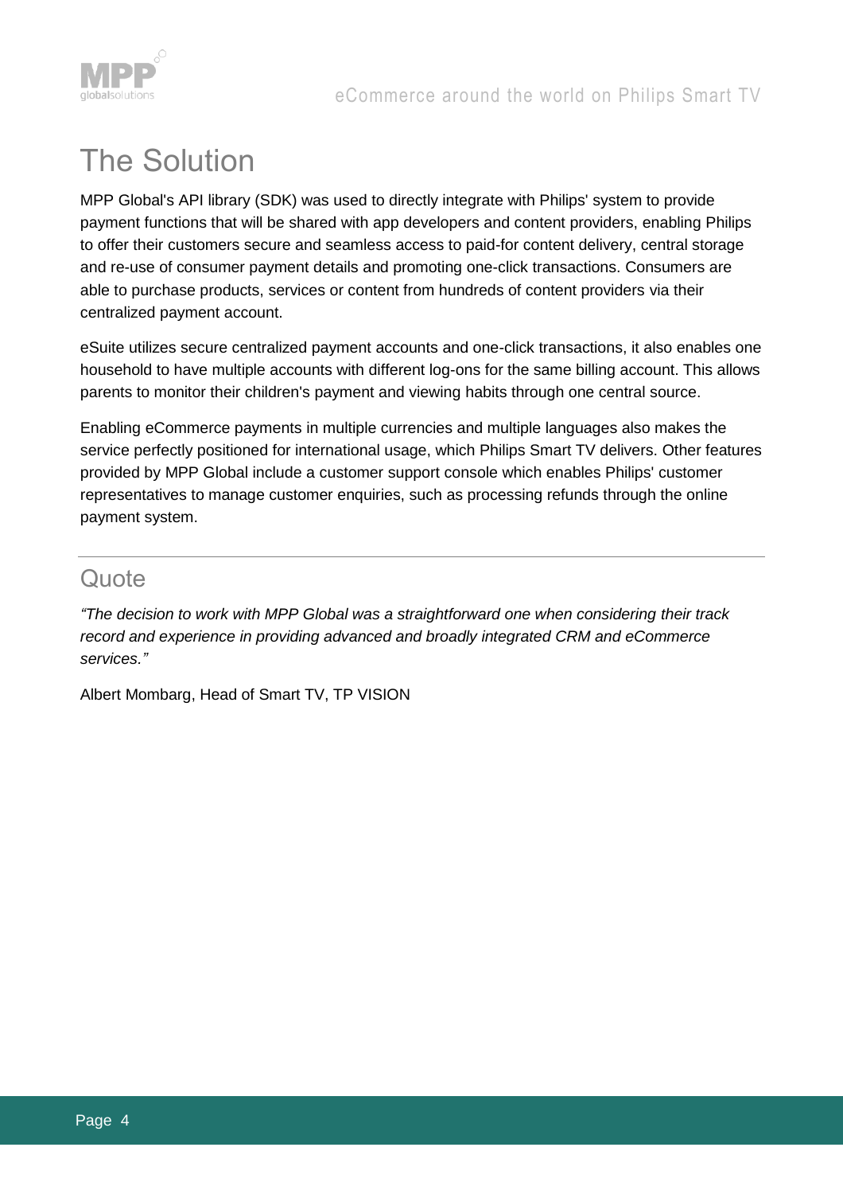# The Solution

MPP Global's API library (SDK) was used to directly integrate with Philips' system to provide payment functions that will be shared with app developers and content providers, enabling Philips to offer their customers secure and seamless access to paid-for content delivery, central storage and re-use of consumer payment details and promoting one-click transactions. Consumers are able to purchase products, services or content from hundreds of content providers via their centralized payment account.

eSuite utilizes secure centralized payment accounts and one-click transactions, it also enables one household to have multiple accounts with different log-ons for the same billing account. This allows parents to monitor their children's payment and viewing habits through one central source.

Enabling eCommerce payments in multiple currencies and multiple languages also makes the service perfectly positioned for international usage, which Philips Smart TV delivers. Other features provided by MPP Global include a customer support console which enables Philips' customer representatives to manage customer enquiries, such as processing refunds through the online payment system.

---

## Quote

*"The decision to work with MPP Global was a straightforward one when considering their track record and experience in providing advanced and broadly integrated CRM and eCommerce services."*

Albert Mombarg, Head of Smart TV, TP VISION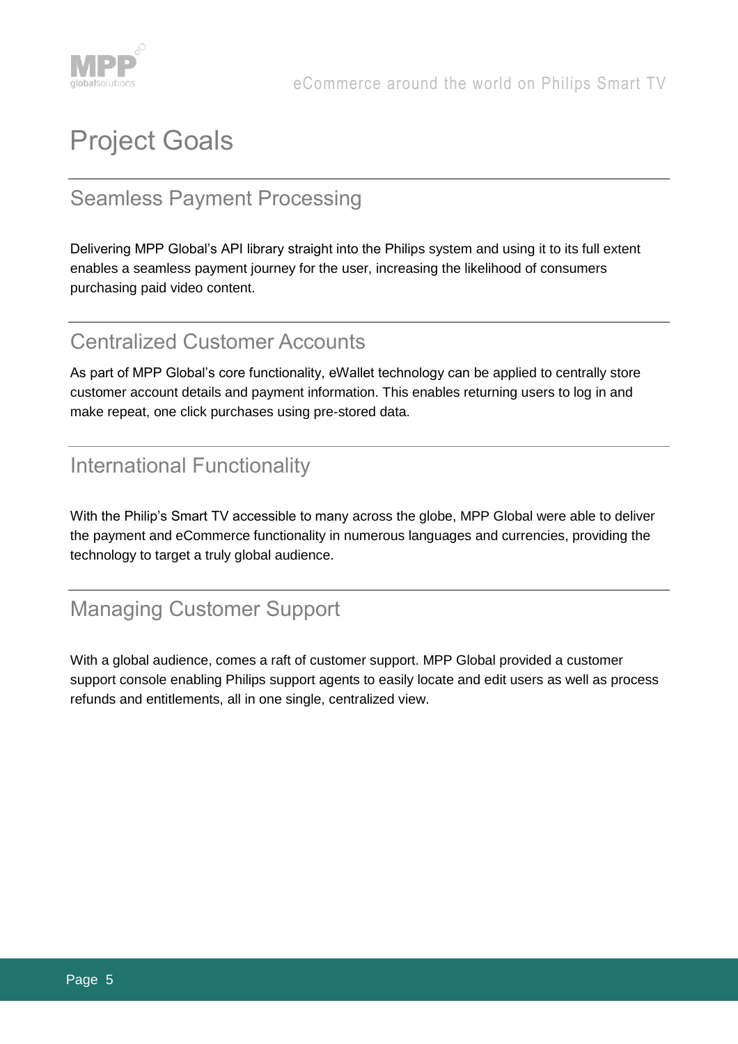# Project Goals

## Seamless Payment Processing

Delivering MPP Global's API library straight into the Philips system and using it to its full extent enables a seamless payment journey for the user, increasing the likelihood of consumers purchasing paid video content.

## Centralized Customer Accounts

As part of MPP Global's core functionality, eWallet technology can be applied to centrally store customer account details and payment information. This enables returning users to log in and make repeat, one click purchases using pre-stored data.

## International Functionality

With the Philip's Smart TV accessible to many across the globe, MPP Global were able to deliver the payment and eCommerce functionality in numerous languages and currencies, providing the technology to target a truly global audience.

## Managing Customer Support

With a global audience, comes a raft of customer support. MPP Global provided a customer support console enabling Philips support agents to easily locate and edit users as well as process refunds and entitlements, all in one single, centralized view.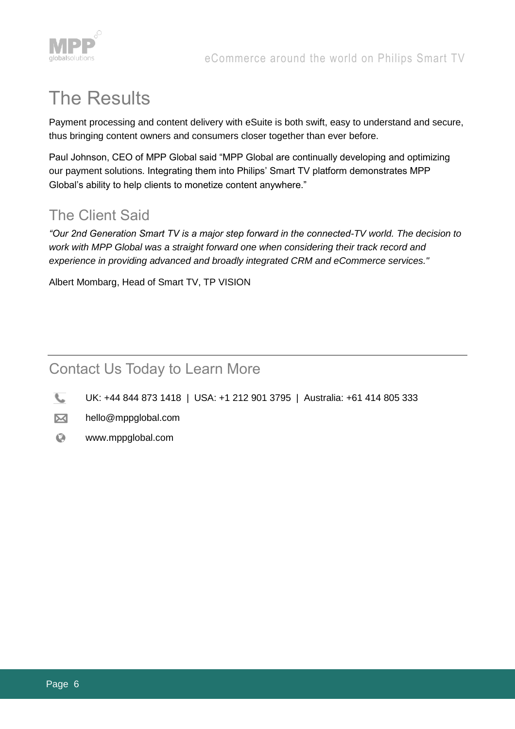# The Results

Payment processing and content delivery with eSuite is both swift, easy to understand and secure, thus bringing content owners and consumers closer together than ever before.

Paul Johnson, CEO of MPP Global said "MPP Global are continually developing and optimizing our payment solutions. Integrating them into Philips' Smart TV platform demonstrates MPP Global's ability to help clients to monetize content anywhere."

## The Client Said

*"Our 2nd Generation Smart TV is a major step forward in the connected-TV world. The decision to work with MPP Global was a straight forward one when considering their track record and experience in providing advanced and broadly integrated CRM and eCommerce services."*

Albert Mombarg, Head of Smart TV, TP VISION

---

## Contact Us Today to Learn More

UK: +44 844 873 1418 | USA: +1 212 901 3795 | Australia: +61 414 805 333

hello@mppglobal.com

www.mppglobal.com